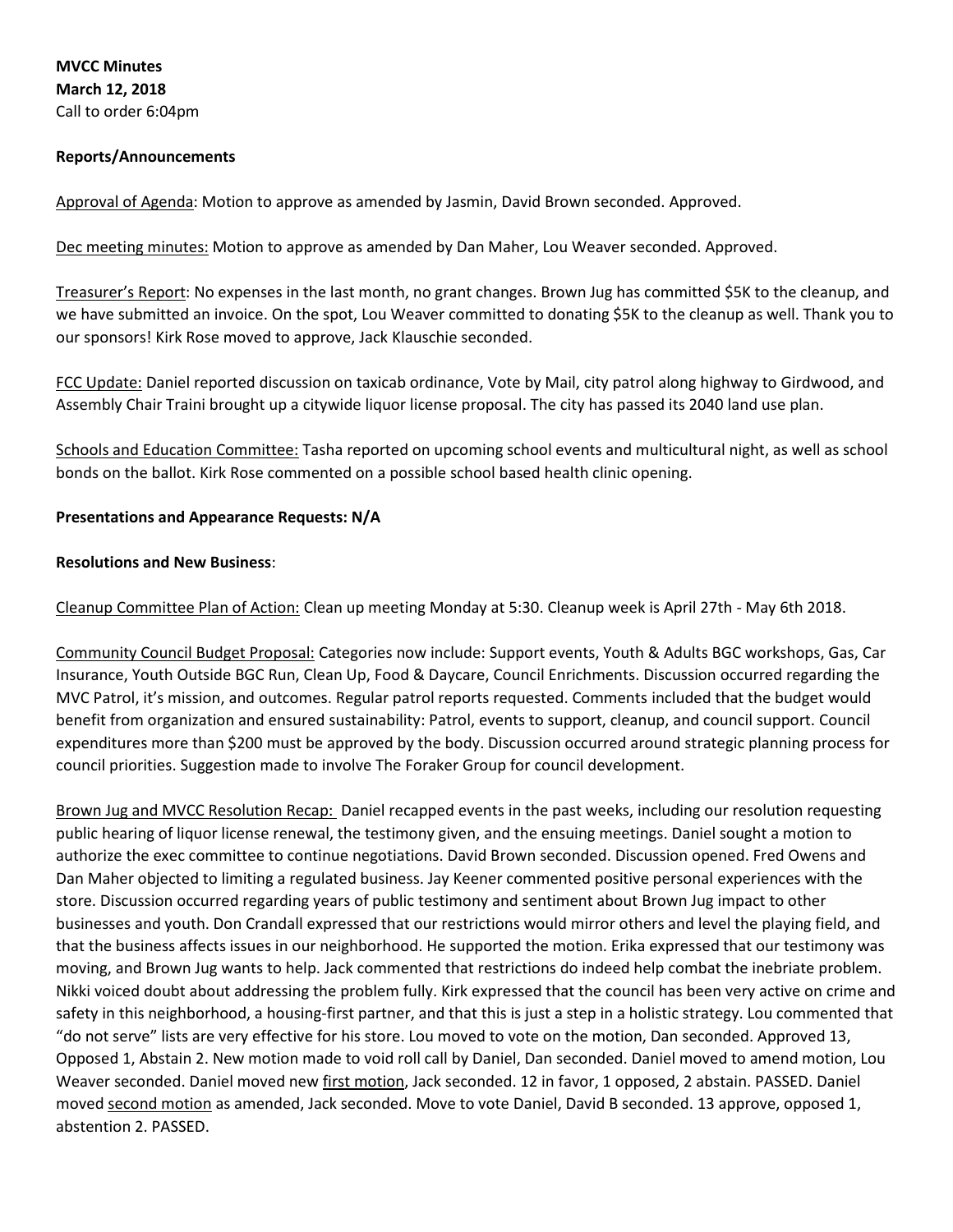**MVCC Minutes**
**March 12, 2018**
Call to order 6:04pm

**Reports/Announcements**

<u>Approval of Agenda</u>: Motion to approve as amended by Jasmin, David Brown seconded. Approved.

<u>Dec meeting minutes:</u> Motion to approve as amended by Dan Maher, Lou Weaver seconded. Approved.

<u>Treasurer's Report</u>: No expenses in the last month, no grant changes. Brown Jug has committed $5K to the cleanup, and we have submitted an invoice. On the spot, Lou Weaver committed to donating $5K to the cleanup as well. Thank you to our sponsors! Kirk Rose moved to approve, Jack Klauschie seconded.

<u>FCC Update:</u> Daniel reported discussion on taxicab ordinance, Vote by Mail, city patrol along highway to Girdwood, and Assembly Chair Traini brought up a citywide liquor license proposal. The city has passed its 2040 land use plan.

<u>Schools and Education Committee:</u> Tasha reported on upcoming school events and multicultural night, as well as school bonds on the ballot. Kirk Rose commented on a possible school based health clinic opening.

**Presentations and Appearance Requests: N/A**

**Resolutions and New Business**:

<u>Cleanup Committee Plan of Action:</u> Clean up meeting Monday at 5:30. Cleanup week is April 27th - May 6th 2018.

<u>Community Council Budget Proposal:</u> Categories now include: Support events, Youth & Adults BGC workshops, Gas, Car Insurance, Youth Outside BGC Run, Clean Up, Food & Daycare, Council Enrichments. Discussion occurred regarding the MVC Patrol, it's mission, and outcomes. Regular patrol reports requested. Comments included that the budget would benefit from organization and ensured sustainability: Patrol, events to support, cleanup, and council support. Council expenditures more than $200 must be approved by the body. Discussion occurred around strategic planning process for council priorities. Suggestion made to involve The Foraker Group for council development.

<u>Brown Jug and MVCC Resolution Recap:</u> Daniel recapped events in the past weeks, including our resolution requesting public hearing of liquor license renewal, the testimony given, and the ensuing meetings. Daniel sought a motion to authorize the exec committee to continue negotiations. David Brown seconded. Discussion opened. Fred Owens and Dan Maher objected to limiting a regulated business. Jay Keener commented positive personal experiences with the store. Discussion occurred regarding years of public testimony and sentiment about Brown Jug impact to other businesses and youth. Don Crandall expressed that our restrictions would mirror others and level the playing field, and that the business affects issues in our neighborhood. He supported the motion. Erika expressed that our testimony was moving, and Brown Jug wants to help. Jack commented that restrictions do indeed help combat the inebriate problem. Nikki voiced doubt about addressing the problem fully. Kirk expressed that the council has been very active on crime and safety in this neighborhood, a housing-first partner, and that this is just a step in a holistic strategy. Lou commented that "do not serve" lists are very effective for his store. Lou moved to vote on the motion, Dan seconded. Approved 13, Opposed 1, Abstain 2. New motion made to void roll call by Daniel, Dan seconded. Daniel moved to amend motion, Lou Weaver seconded. Daniel moved new <u>first motion</u>, Jack seconded. 12 in favor, 1 opposed, 2 abstain. PASSED. Daniel moved <u>second motion</u> as amended, Jack seconded. Move to vote Daniel, David B seconded. 13 approve, opposed 1, abstention 2. PASSED.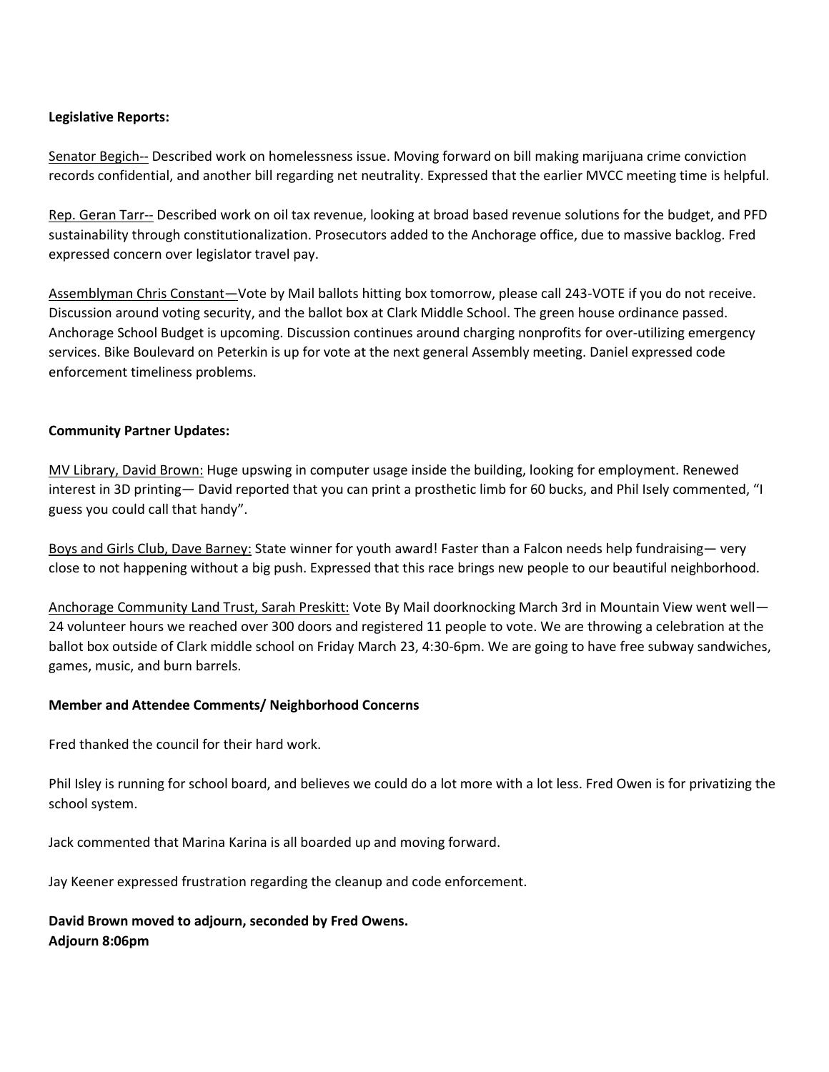**Legislative Reports:**

Senator Begich-- Described work on homelessness issue. Moving forward on bill making marijuana crime conviction records confidential, and another bill regarding net neutrality. Expressed that the earlier MVCC meeting time is helpful.

Rep. Geran Tarr-- Described work on oil tax revenue, looking at broad based revenue solutions for the budget, and PFD sustainability through constitutionalization. Prosecutors added to the Anchorage office, due to massive backlog. Fred expressed concern over legislator travel pay.

Assemblyman Chris Constant—Vote by Mail ballots hitting box tomorrow, please call 243-VOTE if you do not receive. Discussion around voting security, and the ballot box at Clark Middle School. The green house ordinance passed. Anchorage School Budget is upcoming. Discussion continues around charging nonprofits for over-utilizing emergency services. Bike Boulevard on Peterkin is up for vote at the next general Assembly meeting. Daniel expressed code enforcement timeliness problems.

**Community Partner Updates:**

MV Library, David Brown: Huge upswing in computer usage inside the building, looking for employment. Renewed interest in 3D printing— David reported that you can print a prosthetic limb for 60 bucks, and Phil Isely commented, "I guess you could call that handy".

Boys and Girls Club, Dave Barney: State winner for youth award! Faster than a Falcon needs help fundraising— very close to not happening without a big push. Expressed that this race brings new people to our beautiful neighborhood.

Anchorage Community Land Trust, Sarah Preskitt: Vote By Mail doorknocking March 3rd in Mountain View went well— 24 volunteer hours we reached over 300 doors and registered 11 people to vote. We are throwing a celebration at the ballot box outside of Clark middle school on Friday March 23, 4:30-6pm. We are going to have free subway sandwiches, games, music, and burn barrels.

**Member and Attendee Comments/ Neighborhood Concerns**

Fred thanked the council for their hard work.

Phil Isley is running for school board, and believes we could do a lot more with a lot less. Fred Owen is for privatizing the school system.

Jack commented that Marina Karina is all boarded up and moving forward.

Jay Keener expressed frustration regarding the cleanup and code enforcement.

**David Brown moved to adjourn, seconded by Fred Owens.**
**Adjourn 8:06pm**